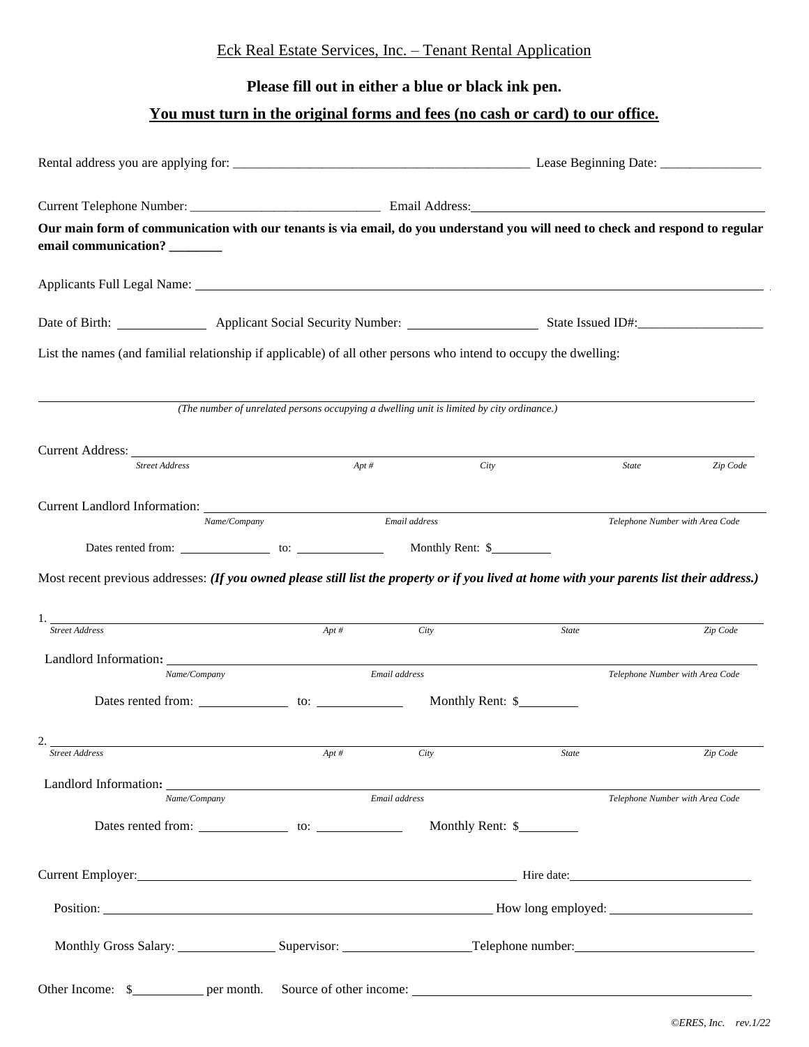Eck Real Estate Services, Inc. – Tenant Rental Application

**Please fill out in either a blue or black ink pen.**

**You must turn in the original forms and fees (no cash or card) to our office.**

Rental address you are applying for: _____________________________________________ Lease Beginning Date: _______________

Current Telephone Number: ____________________________ Email Address: _____________________________________________

**Our main form of communication with our tenants is via email, do you understand you will need to check and respond to regular email communication? ________**

Applicants Full Legal Name: ________________________________________________________________________________________

Date of Birth: _____________ Applicant Social Security Number: ___________________ State Issued ID#: ___________________

List the names (and familial relationship if applicable) of all other persons who intend to occupy the dwelling:

____________________________________________________________________________________________________________

*(The number of unrelated persons occupying a dwelling unit is limited by city ordinance.)*

Current Address: ____________________________________________________________________________________________

*Street Address* *Apt #* *City* *State* *Zip Code*

Current Landlord Information: ___________________________________________________________________________________

*Name/Company* *Email address* *Telephone Number with Area Code*

Dates rented from: _____________ to: _____________ Monthly Rent: $_________

Most recent previous addresses: ***(If you owned please still list the property or if you lived at home with your parents list their address.)***

1. ____________________________________________________________________________________________________________

*Street Address* *Apt #* *City* *State* *Zip Code*

Landlord Information: __________________________________________________________________________________________

*Name/Company* *Email address* *Telephone Number with Area Code*

Dates rented from: _____________ to: _____________ Monthly Rent: $_________

2. ____________________________________________________________________________________________________________

*Street Address* *Apt #* *City* *State* *Zip Code*

Landlord Information: __________________________________________________________________________________________

*Name/Company* *Email address* *Telephone Number with Area Code*

Dates rented from: _____________ to: _____________ Monthly Rent: $_________

Current Employer: ______________________________________________________ Hire date: ___________________________

Position: _____________________________________________________________ How long employed: _____________________

Monthly Gross Salary: _______________ Supervisor: ___________________ Telephone number: ___________________________

Other Income: $___________ per month. Source of other income: _______________________________________________________

*©ERES, Inc. rev.1/22*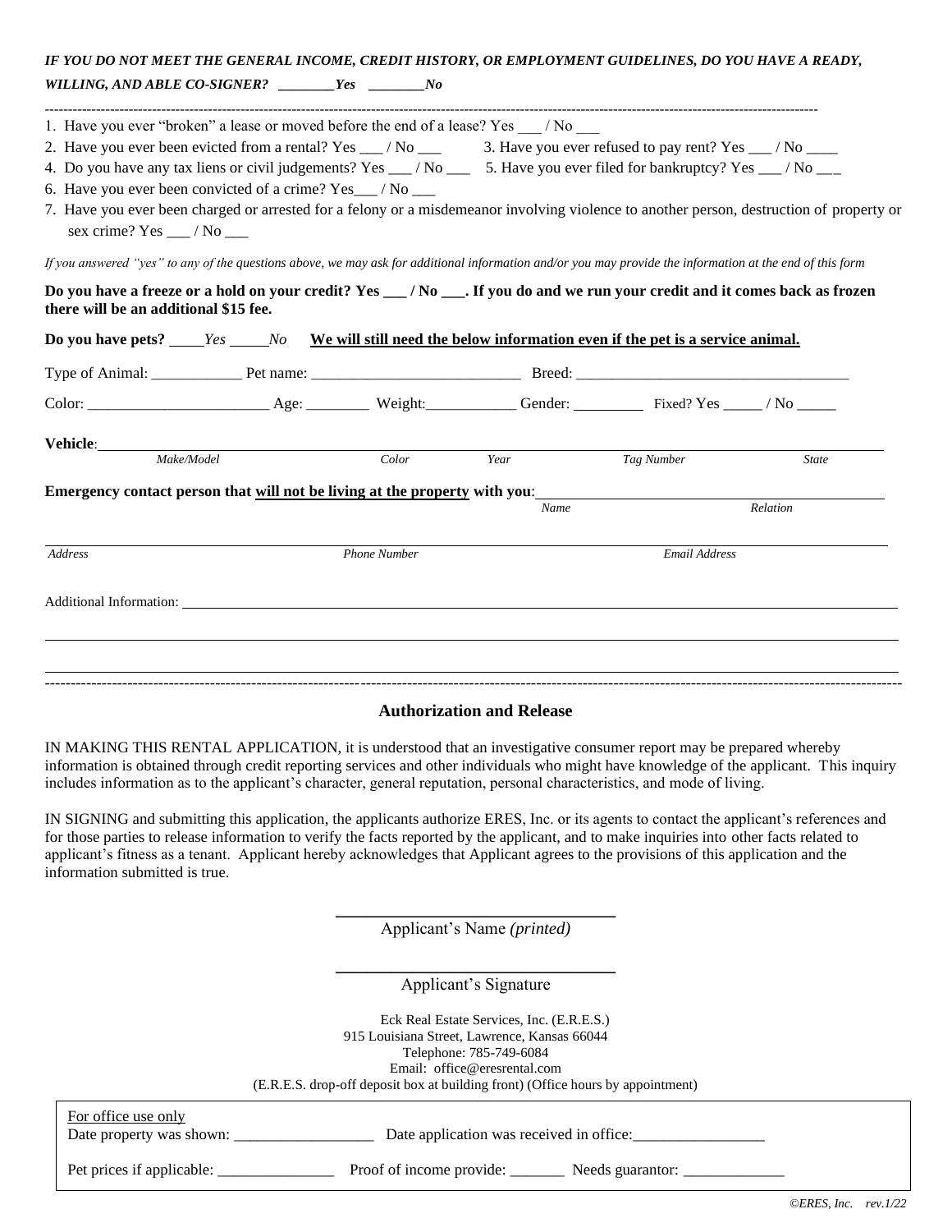***IF YOU DO NOT MEET THE GENERAL INCOME, CREDIT HISTORY, OR EMPLOYMENT GUIDELINES, DO YOU HAVE A READY, WILLING, AND ABLE CO-SIGNER? \_\_\_\_\_\_\_\_Yes \_\_\_\_\_\_\_\_No***

---

1. Have you ever "broken" a lease or moved before the end of a lease? Yes ___ / No ___
2. Have you ever been evicted from a rental? Yes ___ / No ___ 3. Have you ever refused to pay rent? Yes ___ / No ____
4. Do you have any tax liens or civil judgements? Yes ___ / No ___ 5. Have you ever filed for bankruptcy? Yes ___ / No ___
6. Have you ever been convicted of a crime? Yes___ / No ___
7. Have you ever been charged or arrested for a felony or a misdemeanor involving violence to another person, destruction of property or sex crime? Yes ___ / No ___

*If you answered "yes" to any of the questions above, we may ask for additional information and/or you may provide the information at the end of this form*

**Do you have a freeze or a hold on your credit? Yes ___ / No ___. If you do and we run your credit and it comes back as frozen there will be an additional $15 fee.**

**Do you have pets?** _____*Yes* _____*No* **We will still need the below information even if the pet is a service animal.**

Type of Animal: ____________ Pet name: ____________________________ Breed: ____________________________________

Color: ________________________ Age: ________ Weight:____________ Gender: _________ Fixed? Yes _____ / No _____

**Vehicle**: ______________________________________________________________________________

*Make/Model* *Color* *Year* *Tag Number* *State*

**Emergency contact person that will not be living at the property with you**: ______________________________

*Name* *Relation*

______________________________________________________________________________

*Address* *Phone Number* *Email Address*

Additional Information: ______________________________________________________________________________

______________________________________________________________________________

______________________________________________________________________________

---

## Authorization and Release

IN MAKING THIS RENTAL APPLICATION, it is understood that an investigative consumer report may be prepared whereby information is obtained through credit reporting services and other individuals who might have knowledge of the applicant. This inquiry includes information as to the applicant's character, general reputation, personal characteristics, and mode of living.

IN SIGNING and submitting this application, the applicants authorize ERES, Inc. or its agents to contact the applicant's references and for those parties to release information to verify the facts reported by the applicant, and to make inquiries into other facts related to applicant's fitness as a tenant. Applicant hereby acknowledges that Applicant agrees to the provisions of this application and the information submitted is true.

\_\_\_\_\_\_\_\_\_\_\_\_\_\_\_\_\_\_\_\_\_\_\_\_\_\_\_\_\_\_\_\_
Applicant's Name *(printed)*

\_\_\_\_\_\_\_\_\_\_\_\_\_\_\_\_\_\_\_\_\_\_\_\_\_\_\_\_\_\_\_\_
Applicant's Signature

Eck Real Estate Services, Inc. (E.R.E.S.)
915 Louisiana Street, Lawrence, Kansas 66044
Telephone: 785-749-6084
Email: office@eresrental.com
(E.R.E.S. drop-off deposit box at building front) (Office hours by appointment)

For office use only
Date property was shown: __________________ Date application was received in office:_________________

Pet prices if applicable: _______________ Proof of income provide: _______ Needs guarantor: _____________

*©ERES, Inc. rev.1/22*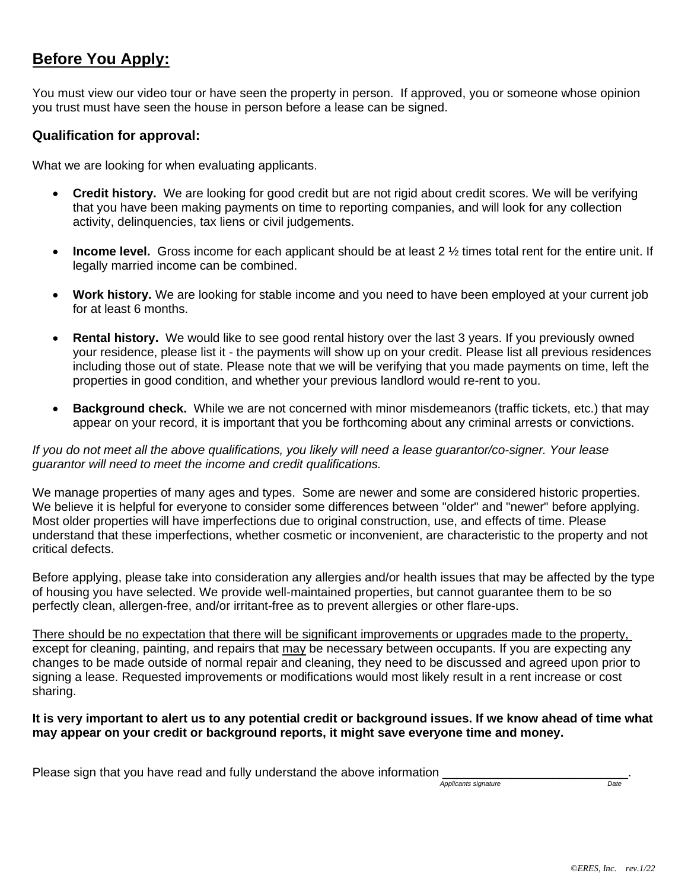## **Before You Apply:**

You must view our video tour or have seen the property in person. If approved, you or someone whose opinion you trust must have seen the house in person before a lease can be signed.

### Qualification for approval:

What we are looking for when evaluating applicants.

- **Credit history.** We are looking for good credit but are not rigid about credit scores. We will be verifying that you have been making payments on time to reporting companies, and will look for any collection activity, delinquencies, tax liens or civil judgements.

- **Income level.** Gross income for each applicant should be at least 2 ½ times total rent for the entire unit. If legally married income can be combined.

- **Work history.** We are looking for stable income and you need to have been employed at your current job for at least 6 months.

- **Rental history.** We would like to see good rental history over the last 3 years. If you previously owned your residence, please list it - the payments will show up on your credit. Please list all previous residences including those out of state. Please note that we will be verifying that you made payments on time, left the properties in good condition, and whether your previous landlord would re-rent to you.

- **Background check.** While we are not concerned with minor misdemeanors (traffic tickets, etc.) that may appear on your record, it is important that you be forthcoming about any criminal arrests or convictions.

*If you do not meet all the above qualifications, you likely will need a lease guarantor/co-signer. Your lease guarantor will need to meet the income and credit qualifications.*

We manage properties of many ages and types. Some are newer and some are considered historic properties. We believe it is helpful for everyone to consider some differences between "older" and "newer" before applying. Most older properties will have imperfections due to original construction, use, and effects of time. Please understand that these imperfections, whether cosmetic or inconvenient, are characteristic to the property and not critical defects.

Before applying, please take into consideration any allergies and/or health issues that may be affected by the type of housing you have selected. We provide well-maintained properties, but cannot guarantee them to be so perfectly clean, allergen-free, and/or irritant-free as to prevent allergies or other flare-ups.

<u>There should be no expectation that there will be significant improvements or upgrades made to the property,</u> except for cleaning, painting, and repairs that <u>may</u> be necessary between occupants. If you are expecting any changes to be made outside of normal repair and cleaning, they need to be discussed and agreed upon prior to signing a lease. Requested improvements or modifications would most likely result in a rent increase or cost sharing.

**It is very important to alert us to any potential credit or background issues. If we know ahead of time what may appear on your credit or background reports, it might save everyone time and money.**

Please sign that you have read and fully understand the above information ____________________________.

*Applicants signature* *Date*

*©ERES, Inc. rev.1/22*